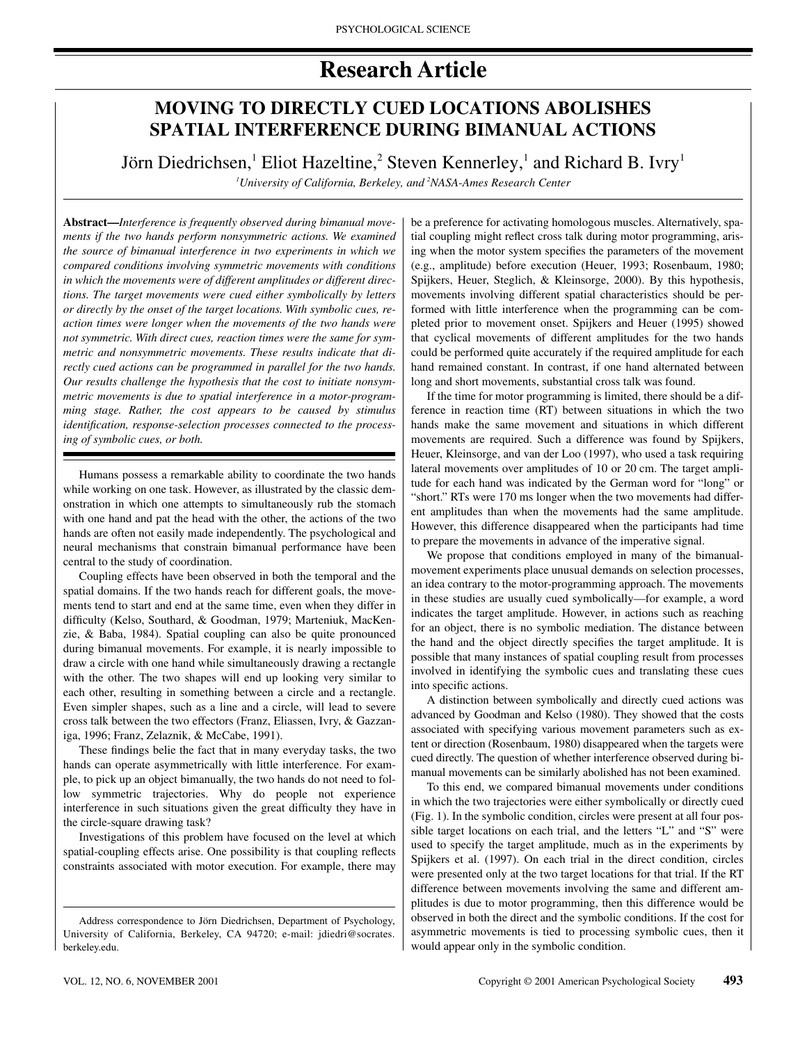# Research Article

## MOVING TO DIRECTLY CUED LOCATIONS ABOLISHES SPATIAL INTERFERENCE DURING BIMANUAL ACTIONS

Jörn Diedrichsen,[1] Eliot Hazeltine,[2] Steven Kennerley,[1] and Richard B. Ivry[1]

[1]University of California, Berkeley, and [2]NASA-Ames Research Center

**Abstract**—*Interference is frequently observed during bimanual movements if the two hands perform nonsymmetric actions. We examined the source of bimanual interference in two experiments in which we compared conditions involving symmetric movements with conditions in which the movements were of different amplitudes or different directions. The target movements were cued either symbolically by letters or directly by the onset of the target locations. With symbolic cues, reaction times were longer when the movements of the two hands were not symmetric. With direct cues, reaction times were the same for symmetric and nonsymmetric movements. These results indicate that directly cued actions can be programmed in parallel for the two hands. Our results challenge the hypothesis that the cost to initiate nonsymmetric movements is due to spatial interference in a motor-programming stage. Rather, the cost appears to be caused by stimulus identification, response-selection processes connected to the processing of symbolic cues, or both.*

Humans possess a remarkable ability to coordinate the two hands while working on one task. However, as illustrated by the classic demonstration in which one attempts to simultaneously rub the stomach with one hand and pat the head with the other, the actions of the two hands are often not easily made independently. The psychological and neural mechanisms that constrain bimanual performance have been central to the study of coordination.

Coupling effects have been observed in both the temporal and the spatial domains. If the two hands reach for different goals, the movements tend to start and end at the same time, even when they differ in difficulty (Kelso, Southard, & Goodman, 1979; Marteniuk, MacKenzie, & Baba, 1984). Spatial coupling can also be quite pronounced during bimanual movements. For example, it is nearly impossible to draw a circle with one hand while simultaneously drawing a rectangle with the other. The two shapes will end up looking very similar to each other, resulting in something between a circle and a rectangle. Even simpler shapes, such as a line and a circle, will lead to severe cross talk between the two effectors (Franz, Eliassen, Ivry, & Gazzaniga, 1996; Franz, Zelaznik, & McCabe, 1991).

These findings belie the fact that in many everyday tasks, the two hands can operate asymmetrically with little interference. For example, to pick up an object bimanually, the two hands do not need to follow symmetric trajectories. Why do people not experience interference in such situations given the great difficulty they have in the circle-square drawing task?

Investigations of this problem have focused on the level at which spatial-coupling effects arise. One possibility is that coupling reflects constraints associated with motor execution. For example, there may be a preference for activating homologous muscles. Alternatively, spatial coupling might reflect cross talk during motor programming, arising when the motor system specifies the parameters of the movement (e.g., amplitude) before execution (Heuer, 1993; Rosenbaum, 1980; Spijkers, Heuer, Steglich, & Kleinsorge, 2000). By this hypothesis, movements involving different spatial characteristics should be performed with little interference when the programming can be completed prior to movement onset. Spijkers and Heuer (1995) showed that cyclical movements of different amplitudes for the two hands could be performed quite accurately if the required amplitude for each hand remained constant. In contrast, if one hand alternated between long and short movements, substantial cross talk was found.

If the time for motor programming is limited, there should be a difference in reaction time (RT) between situations in which the two hands make the same movement and situations in which different movements are required. Such a difference was found by Spijkers, Heuer, Kleinsorge, and van der Loo (1997), who used a task requiring lateral movements over amplitudes of 10 or 20 cm. The target amplitude for each hand was indicated by the German word for "long" or "short." RTs were 170 ms longer when the two movements had different amplitudes than when the movements had the same amplitude. However, this difference disappeared when the participants had time to prepare the movements in advance of the imperative signal.

We propose that conditions employed in many of the bimanual-movement experiments place unusual demands on selection processes, an idea contrary to the motor-programming approach. The movements in these studies are usually cued symbolically—for example, a word indicates the target amplitude. However, in actions such as reaching for an object, there is no symbolic mediation. The distance between the hand and the object directly specifies the target amplitude. It is possible that many instances of spatial coupling result from processes involved in identifying the symbolic cues and translating these cues into specific actions.

A distinction between symbolically and directly cued actions was advanced by Goodman and Kelso (1980). They showed that the costs associated with specifying various movement parameters such as extent or direction (Rosenbaum, 1980) disappeared when the targets were cued directly. The question of whether interference observed during bimanual movements can be similarly abolished has not been examined.

To this end, we compared bimanual movements under conditions in which the two trajectories were either symbolically or directly cued (Fig. 1). In the symbolic condition, circles were present at all four possible target locations on each trial, and the letters "L" and "S" were used to specify the target amplitude, much as in the experiments by Spijkers et al. (1997). On each trial in the direct condition, circles were presented only at the two target locations for that trial. If the RT difference between movements involving the same and different amplitudes is due to motor programming, then this difference would be observed in both the direct and the symbolic conditions. If the cost for asymmetric movements is tied to processing symbolic cues, then it would appear only in the symbolic condition.

Address correspondence to Jörn Diedrichsen, Department of Psychology, University of California, Berkeley, CA 94720; e-mail: jdiedri@socrates.berkeley.edu.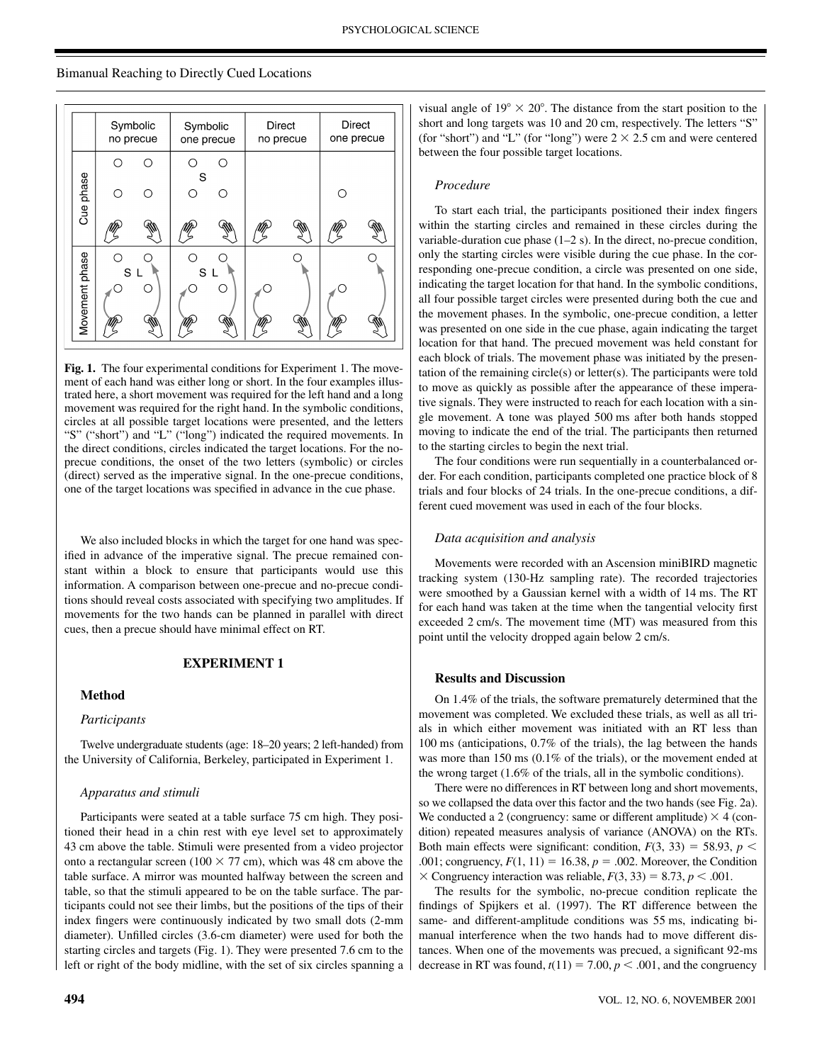**Fig. 1.** The four experimental conditions for Experiment 1. The movement of each hand was either long or short. In the four examples illustrated here, a short movement was required for the left hand and a long movement was required for the right hand. In the symbolic conditions, circles at all possible target locations were presented, and the letters "S" ("short") and "L" ("long") indicated the required movements. In the direct conditions, circles indicated the target locations. For the no-precue conditions, the onset of the two letters (symbolic) or circles (direct) served as the imperative signal. In the one-precue conditions, one of the target locations was specified in advance in the cue phase.

We also included blocks in which the target for one hand was specified in advance of the imperative signal. The precue remained constant within a block to ensure that participants would use this information. A comparison between one-precue and no-precue conditions should reveal costs associated with specifying two amplitudes. If movements for the two hands can be planned in parallel with direct cues, then a precue should have minimal effect on RT.

## EXPERIMENT 1

### Method

#### *Participants*

Twelve undergraduate students (age: 18–20 years; 2 left-handed) from the University of California, Berkeley, participated in Experiment 1.

#### *Apparatus and stimuli*

Participants were seated at a table surface 75 cm high. They positioned their head in a chin rest with eye level set to approximately 43 cm above the table. Stimuli were presented from a video projector onto a rectangular screen (100 × 77 cm), which was 48 cm above the table surface. A mirror was mounted halfway between the screen and table, so that the stimuli appeared to be on the table surface. The participants could not see their limbs, but the positions of the tips of their index fingers were continuously indicated by two small dots (2-mm diameter). Unfilled circles (3.6-cm diameter) were used for both the starting circles and targets (Fig. 1). They were presented 7.6 cm to the left or right of the body midline, with the set of six circles spanning a visual angle of 19° × 20°. The distance from the start position to the short and long targets was 10 and 20 cm, respectively. The letters "S" (for "short") and "L" (for "long") were 2 × 2.5 cm and were centered between the four possible target locations.

#### *Procedure*

To start each trial, the participants positioned their index fingers within the starting circles and remained in these circles during the variable-duration cue phase (1–2 s). In the direct, no-precue condition, only the starting circles were visible during the cue phase. In the corresponding one-precue condition, a circle was presented on one side, indicating the target location for that hand. In the symbolic conditions, all four possible target circles were presented during both the cue and the movement phases. In the symbolic, one-precue condition, a letter was presented on one side in the cue phase, again indicating the target location for that hand. The precued movement was held constant for each block of trials. The movement phase was initiated by the presentation of the remaining circle(s) or letter(s). The participants were told to move as quickly as possible after the appearance of these imperative signals. They were instructed to reach for each location with a single movement. A tone was played 500 ms after both hands stopped moving to indicate the end of the trial. The participants then returned to the starting circles to begin the next trial.

The four conditions were run sequentially in a counterbalanced order. For each condition, participants completed one practice block of 8 trials and four blocks of 24 trials. In the one-precue conditions, a different cued movement was used in each of the four blocks.

#### *Data acquisition and analysis*

Movements were recorded with an Ascension miniBIRD magnetic tracking system (130-Hz sampling rate). The recorded trajectories were smoothed by a Gaussian kernel with a width of 14 ms. The RT for each hand was taken at the time when the tangential velocity first exceeded 2 cm/s. The movement time (MT) was measured from this point until the velocity dropped again below 2 cm/s.

### Results and Discussion

On 1.4% of the trials, the software prematurely determined that the movement was completed. We excluded these trials, as well as all trials in which either movement was initiated with an RT less than 100 ms (anticipations, 0.7% of the trials), the lag between the hands was more than 150 ms (0.1% of the trials), or the movement ended at the wrong target (1.6% of the trials, all in the symbolic conditions).

There were no differences in RT between long and short movements, so we collapsed the data over this factor and the two hands (see Fig. 2a). We conducted a 2 (congruency: same or different amplitude) × 4 (condition) repeated measures analysis of variance (ANOVA) on the RTs. Both main effects were significant: condition, $F(3, 33) = 58.93$, $p < .001$; congruency, $F(1, 11) = 16.38$, $p = .002$. Moreover, the Condition × Congruency interaction was reliable, $F(3, 33) = 8.73$, $p < .001$.

The results for the symbolic, no-precue condition replicate the findings of Spijkers et al. (1997). The RT difference between the same- and different-amplitude conditions was 55 ms, indicating bimanual interference when the two hands had to move different distances. When one of the movements was precued, a significant 92-ms decrease in RT was found, $t(11) = 7.00$, $p < .001$, and the congruency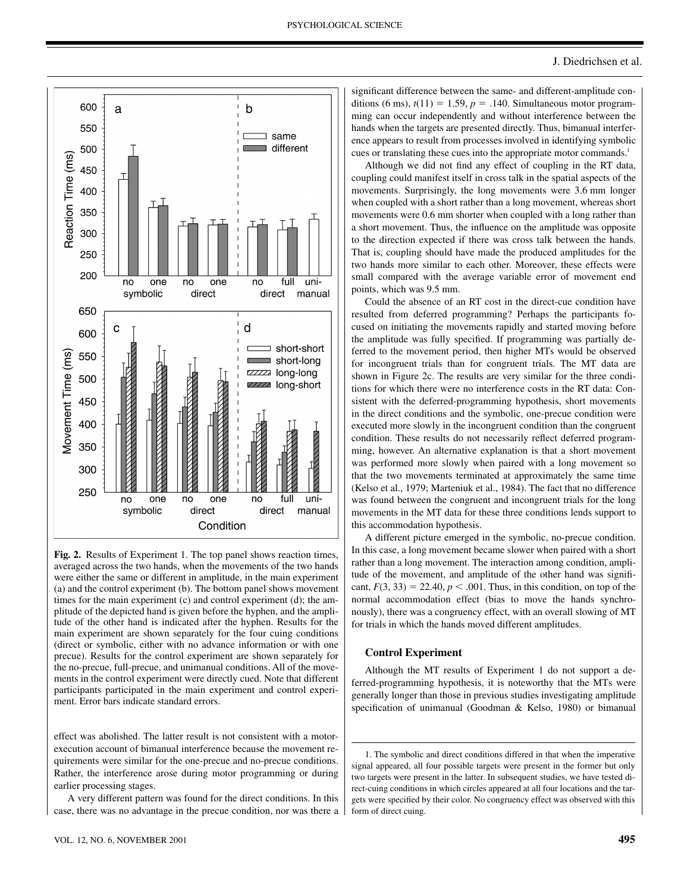**Fig. 2.** Results of Experiment 1. The top panel shows reaction times, averaged across the two hands, when the movements of the two hands were either the same or different in amplitude, in the main experiment (a) and the control experiment (b). The bottom panel shows movement times for the main experiment (c) and control experiment (d); the amplitude of the depicted hand is given before the hyphen, and the amplitude of the other hand is indicated after the hyphen. Results for the main experiment are shown separately for the four cuing conditions (direct or symbolic, either with no advance information or with one precue). Results for the control experiment are shown separately for the no-precue, full-precue, and unimanual conditions. All of the movements in the control experiment were directly cued. Note that different participants participated in the main experiment and control experiment. Error bars indicate standard errors.

effect was abolished. The latter result is not consistent with a motor-execution account of bimanual interference because the movement requirements were similar for the one-precue and no-precue conditions. Rather, the interference arose during motor programming or during earlier processing stages.

A very different pattern was found for the direct conditions. In this case, there was no advantage in the precue condition, nor was there a significant difference between the same- and different-amplitude conditions (6 ms), $t(11) = 1.59$, $p = .140$. Simultaneous motor programming can occur independently and without interference between the hands when the targets are presented directly. Thus, bimanual interference appears to result from processes involved in identifying symbolic cues or translating these cues into the appropriate motor commands.[1]

Although we did not find any effect of coupling in the RT data, coupling could manifest itself in cross talk in the spatial aspects of the movements. Surprisingly, the long movements were 3.6 mm longer when coupled with a short rather than a long movement, whereas short movements were 0.6 mm shorter when coupled with a long rather than a short movement. Thus, the influence on the amplitude was opposite to the direction expected if there was cross talk between the hands. That is, coupling should have made the produced amplitudes for the two hands more similar to each other. Moreover, these effects were small compared with the average variable error of movement end points, which was 9.5 mm.

Could the absence of an RT cost in the direct-cue condition have resulted from deferred programming? Perhaps the participants focused on initiating the movements rapidly and started moving before the amplitude was fully specified. If programming was partially deferred to the movement period, then higher MTs would be observed for incongruent trials than for congruent trials. The MT data are shown in Figure 2c. The results are very similar for the three conditions for which there were no interference costs in the RT data: Consistent with the deferred-programming hypothesis, short movements in the direct conditions and the symbolic, one-precue condition were executed more slowly in the incongruent condition than the congruent condition. These results do not necessarily reflect deferred programming, however. An alternative explanation is that a short movement was performed more slowly when paired with a long movement so that the two movements terminated at approximately the same time (Kelso et al., 1979; Marteniuk et al., 1984). The fact that no difference was found between the congruent and incongruent trials for the long movements in the MT data for these three conditions lends support to this accommodation hypothesis.

A different picture emerged in the symbolic, no-precue condition. In this case, a long movement became slower when paired with a short rather than a long movement. The interaction among condition, amplitude of the movement, and amplitude of the other hand was significant, $F(3, 33) = 22.40$, $p < .001$. Thus, in this condition, on top of the normal accommodation effect (bias to move the hands synchronously), there was a congruency effect, with an overall slowing of MT for trials in which the hands moved different amplitudes.

### Control Experiment

Although the MT results of Experiment 1 do not support a deferred-programming hypothesis, it is noteworthy that the MTs were generally longer than those in previous studies investigating amplitude specification of unimanual (Goodman & Kelso, 1980) or bimanual

1. The symbolic and direct conditions differed in that when the imperative signal appeared, all four possible targets were present in the former but only two targets were present in the latter. In subsequent studies, we have tested direct-cuing conditions in which circles appeared at all four locations and the targets were specified by their color. No congruency effect was observed with this form of direct cuing.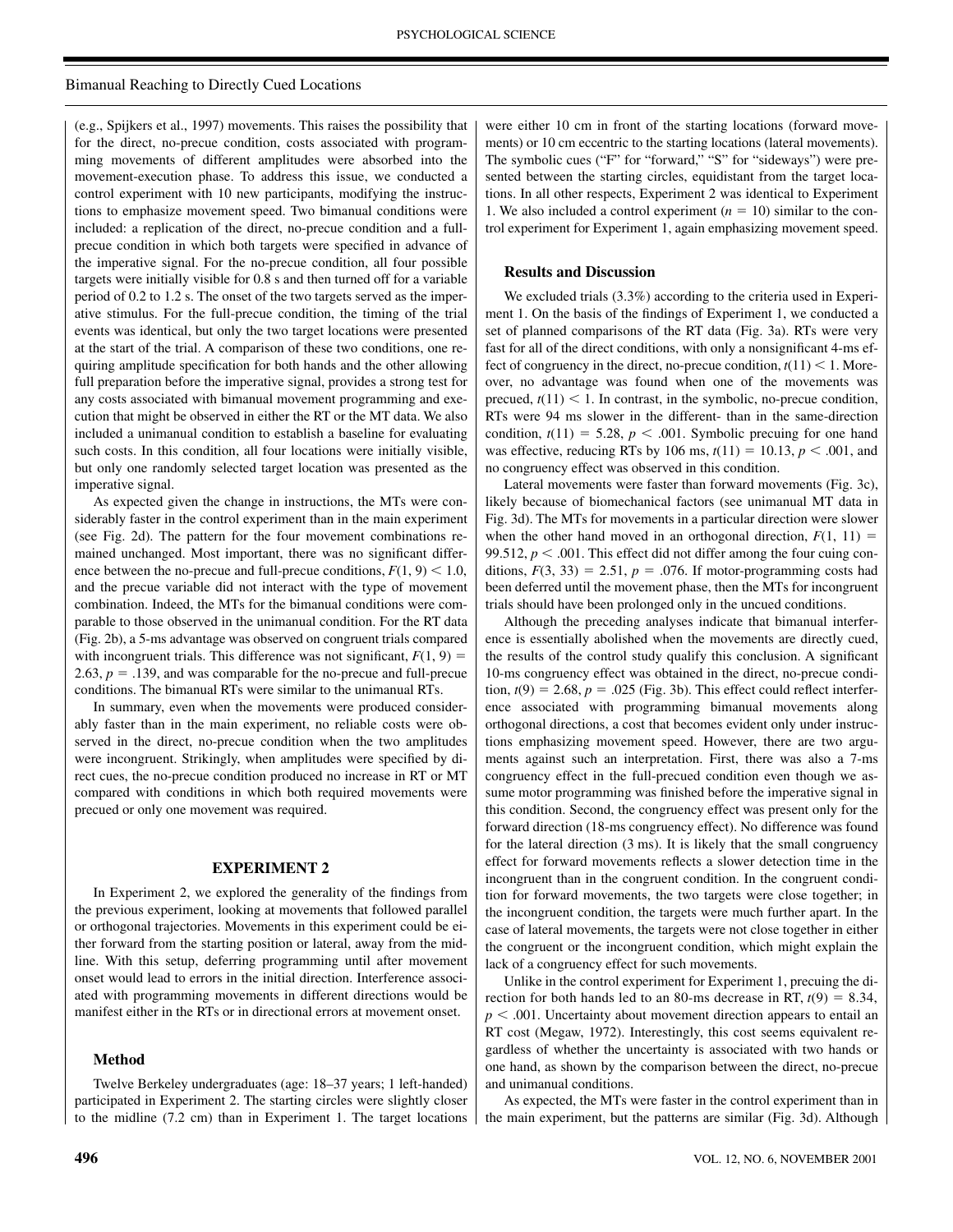(e.g., Spijkers et al., 1997) movements. This raises the possibility that for the direct, no-precue condition, costs associated with programming movements of different amplitudes were absorbed into the movement-execution phase. To address this issue, we conducted a control experiment with 10 new participants, modifying the instructions to emphasize movement speed. Two bimanual conditions were included: a replication of the direct, no-precue condition and a full-precue condition in which both targets were specified in advance of the imperative signal. For the no-precue condition, all four possible targets were initially visible for 0.8 s and then turned off for a variable period of 0.2 to 1.2 s. The onset of the two targets served as the imperative stimulus. For the full-precue condition, the timing of the trial events was identical, but only the two target locations were presented at the start of the trial. A comparison of these two conditions, one requiring amplitude specification for both hands and the other allowing full preparation before the imperative signal, provides a strong test for any costs associated with bimanual movement programming and execution that might be observed in either the RT or the MT data. We also included a unimanual condition to establish a baseline for evaluating such costs. In this condition, all four locations were initially visible, but only one randomly selected target location was presented as the imperative signal.

As expected given the change in instructions, the MTs were considerably faster in the control experiment than in the main experiment (see Fig. 2d). The pattern for the four movement combinations remained unchanged. Most important, there was no significant difference between the no-precue and full-precue conditions, $F(1, 9) < 1.0$, and the precue variable did not interact with the type of movement combination. Indeed, the MTs for the bimanual conditions were comparable to those observed in the unimanual condition. For the RT data (Fig. 2b), a 5-ms advantage was observed on congruent trials compared with incongruent trials. This difference was not significant, $F(1, 9) = 2.63$, $p = .139$, and was comparable for the no-precue and full-precue conditions. The bimanual RTs were similar to the unimanual RTs.

In summary, even when the movements were produced considerably faster than in the main experiment, no reliable costs were observed in the direct, no-precue condition when the two amplitudes were incongruent. Strikingly, when amplitudes were specified by direct cues, the no-precue condition produced no increase in RT or MT compared with conditions in which both required movements were precued or only one movement was required.

## EXPERIMENT 2

In Experiment 2, we explored the generality of the findings from the previous experiment, looking at movements that followed parallel or orthogonal trajectories. Movements in this experiment could be either forward from the starting position or lateral, away from the midline. With this setup, deferring programming until after movement onset would lead to errors in the initial direction. Interference associated with programming movements in different directions would be manifest either in the RTs or in directional errors at movement onset.

### Method

Twelve Berkeley undergraduates (age: 18–37 years; 1 left-handed) participated in Experiment 2. The starting circles were slightly closer to the midline (7.2 cm) than in Experiment 1. The target locations were either 10 cm in front of the starting locations (forward movements) or 10 cm eccentric to the starting locations (lateral movements). The symbolic cues ("F" for "forward," "S" for "sideways") were presented between the starting circles, equidistant from the target locations. In all other respects, Experiment 2 was identical to Experiment 1. We also included a control experiment ($n = 10$) similar to the control experiment for Experiment 1, again emphasizing movement speed.

### Results and Discussion

We excluded trials (3.3%) according to the criteria used in Experiment 1. On the basis of the findings of Experiment 1, we conducted a set of planned comparisons of the RT data (Fig. 3a). RTs were very fast for all of the direct conditions, with only a nonsignificant 4-ms effect of congruency in the direct, no-precue condition, $t(11) < 1$. Moreover, no advantage was found when one of the movements was precued, $t(11) < 1$. In contrast, in the symbolic, no-precue condition, RTs were 94 ms slower in the different- than in the same-direction condition, $t(11) = 5.28$, $p < .001$. Symbolic precuing for one hand was effective, reducing RTs by 106 ms, $t(11) = 10.13$, $p < .001$, and no congruency effect was observed in this condition.

Lateral movements were faster than forward movements (Fig. 3c), likely because of biomechanical factors (see unimanual MT data in Fig. 3d). The MTs for movements in a particular direction were slower when the other hand moved in an orthogonal direction, $F(1, 11) = 99.512$, $p < .001$. This effect did not differ among the four cuing conditions, $F(3, 33) = 2.51$, $p = .076$. If motor-programming costs had been deferred until the movement phase, then the MTs for incongruent trials should have been prolonged only in the uncued conditions.

Although the preceding analyses indicate that bimanual interference is essentially abolished when the movements are directly cued, the results of the control study qualify this conclusion. A significant 10-ms congruency effect was obtained in the direct, no-precue condition, $t(9) = 2.68$, $p = .025$ (Fig. 3b). This effect could reflect interference associated with programming bimanual movements along orthogonal directions, a cost that becomes evident only under instructions emphasizing movement speed. However, there are two arguments against such an interpretation. First, there was also a 7-ms congruency effect in the full-precued condition even though we assume motor programming was finished before the imperative signal in this condition. Second, the congruency effect was present only for the forward direction (18-ms congruency effect). No difference was found for the lateral direction (3 ms). It is likely that the small congruency effect for forward movements reflects a slower detection time in the incongruent than in the congruent condition. In the congruent condition for forward movements, the two targets were close together; in the incongruent condition, the targets were much further apart. In the case of lateral movements, the targets were not close together in either the congruent or the incongruent condition, which might explain the lack of a congruency effect for such movements.

Unlike in the control experiment for Experiment 1, precuing the direction for both hands led to an 80-ms decrease in RT, $t(9) = 8.34$, $p < .001$. Uncertainty about movement direction appears to entail an RT cost (Megaw, 1972). Interestingly, this cost seems equivalent regardless of whether the uncertainty is associated with two hands or one hand, as shown by the comparison between the direct, no-precue and unimanual conditions.

As expected, the MTs were faster in the control experiment than in the main experiment, but the patterns are similar (Fig. 3d). Although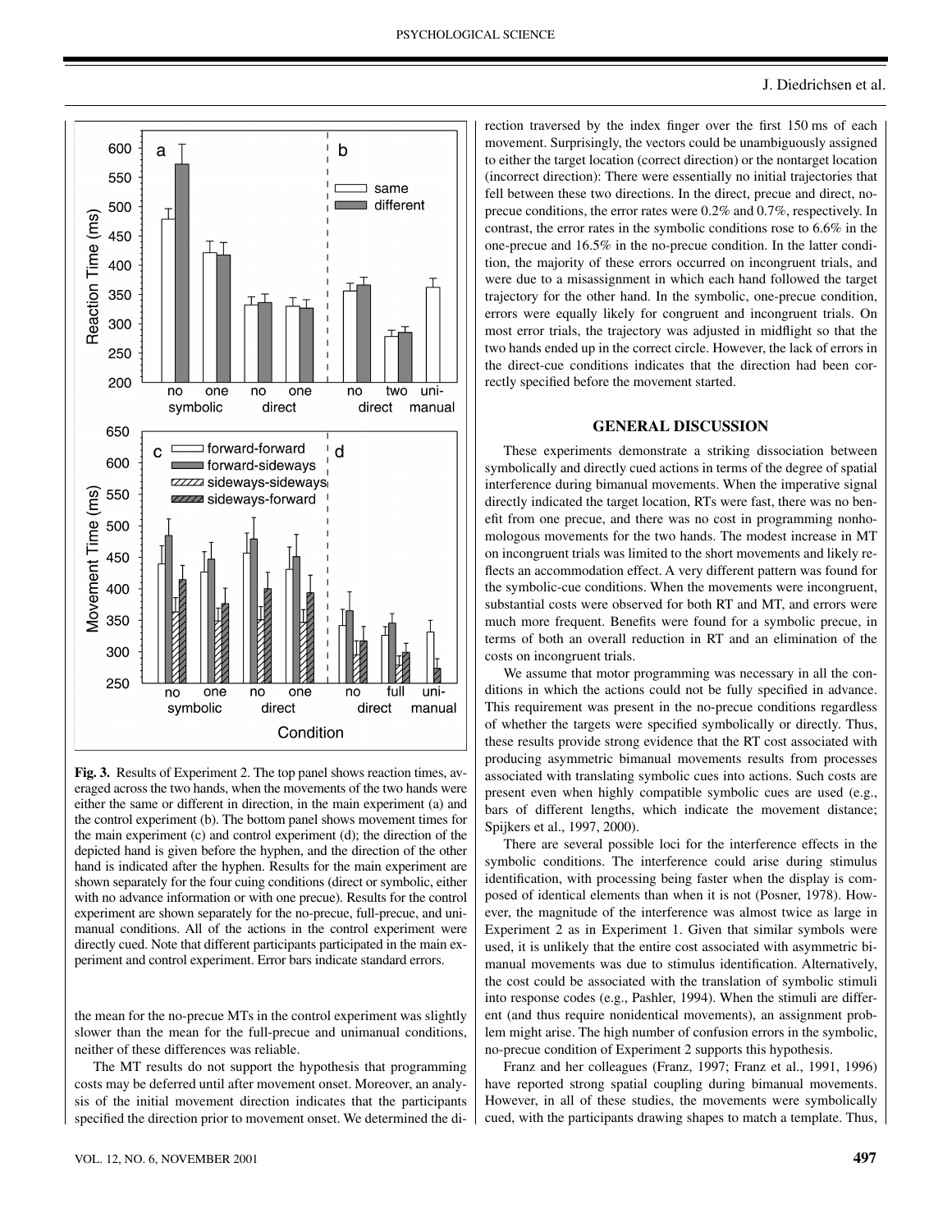Fig. 3. Results of Experiment 2. The top panel shows reaction times, averaged across the two hands, when the movements of the two hands were either the same or different in direction, in the main experiment (a) and the control experiment (b). The bottom panel shows movement times for the main experiment (c) and control experiment (d); the direction of the depicted hand is given before the hyphen, and the direction of the other hand is indicated after the hyphen. Results for the main experiment are shown separately for the four cuing conditions (direct or symbolic, either with no advance information or with one precue). Results for the control experiment are shown separately for the no-precue, full-precue, and unimanual conditions. All of the actions in the control experiment were directly cued. Note that different participants participated in the main experiment and control experiment. Error bars indicate standard errors.

the mean for the no-precue MTs in the control experiment was slightly slower than the mean for the full-precue and unimanual conditions, neither of these differences was reliable.

The MT results do not support the hypothesis that programming costs may be deferred until after movement onset. Moreover, an analysis of the initial movement direction indicates that the participants specified the direction prior to movement onset. We determined the direction traversed by the index finger over the first 150 ms of each movement. Surprisingly, the vectors could be unambiguously assigned to either the target location (correct direction) or the nontarget location (incorrect direction): There were essentially no initial trajectories that fell between these two directions. In the direct, precue and direct, no-precue conditions, the error rates were 0.2% and 0.7%, respectively. In contrast, the error rates in the symbolic conditions rose to 6.6% in the one-precue and 16.5% in the no-precue condition. In the latter condition, the majority of these errors occurred on incongruent trials, and were due to a misassignment in which each hand followed the target trajectory for the other hand. In the symbolic, one-precue condition, errors were equally likely for congruent and incongruent trials. On most error trials, the trajectory was adjusted in midflight so that the two hands ended up in the correct circle. However, the lack of errors in the direct-cue conditions indicates that the direction had been correctly specified before the movement started.

## GENERAL DISCUSSION

These experiments demonstrate a striking dissociation between symbolically and directly cued actions in terms of the degree of spatial interference during bimanual movements. When the imperative signal directly indicated the target location, RTs were fast, there was no benefit from one precue, and there was no cost in programming nonhomologous movements for the two hands. The modest increase in MT on incongruent trials was limited to the short movements and likely reflects an accommodation effect. A very different pattern was found for the symbolic-cue conditions. When the movements were incongruent, substantial costs were observed for both RT and MT, and errors were much more frequent. Benefits were found for a symbolic precue, in terms of both an overall reduction in RT and an elimination of the costs on incongruent trials.

We assume that motor programming was necessary in all the conditions in which the actions could not be fully specified in advance. This requirement was present in the no-precue conditions regardless of whether the targets were specified symbolically or directly. Thus, these results provide strong evidence that the RT cost associated with producing asymmetric bimanual movements results from processes associated with translating symbolic cues into actions. Such costs are present even when highly compatible symbolic cues are used (e.g., bars of different lengths, which indicate the movement distance; Spijkers et al., 1997, 2000).

There are several possible loci for the interference effects in the symbolic conditions. The interference could arise during stimulus identification, with processing being faster when the display is composed of identical elements than when it is not (Posner, 1978). However, the magnitude of the interference was almost twice as large in Experiment 2 as in Experiment 1. Given that similar symbols were used, it is unlikely that the entire cost associated with asymmetric bimanual movements was due to stimulus identification. Alternatively, the cost could be associated with the translation of symbolic stimuli into response codes (e.g., Pashler, 1994). When the stimuli are different (and thus require nonidentical movements), an assignment problem might arise. The high number of confusion errors in the symbolic, no-precue condition of Experiment 2 supports this hypothesis.

Franz and her colleagues (Franz, 1997; Franz et al., 1991, 1996) have reported strong spatial coupling during bimanual movements. However, in all of these studies, the movements were symbolically cued, with the participants drawing shapes to match a template. Thus,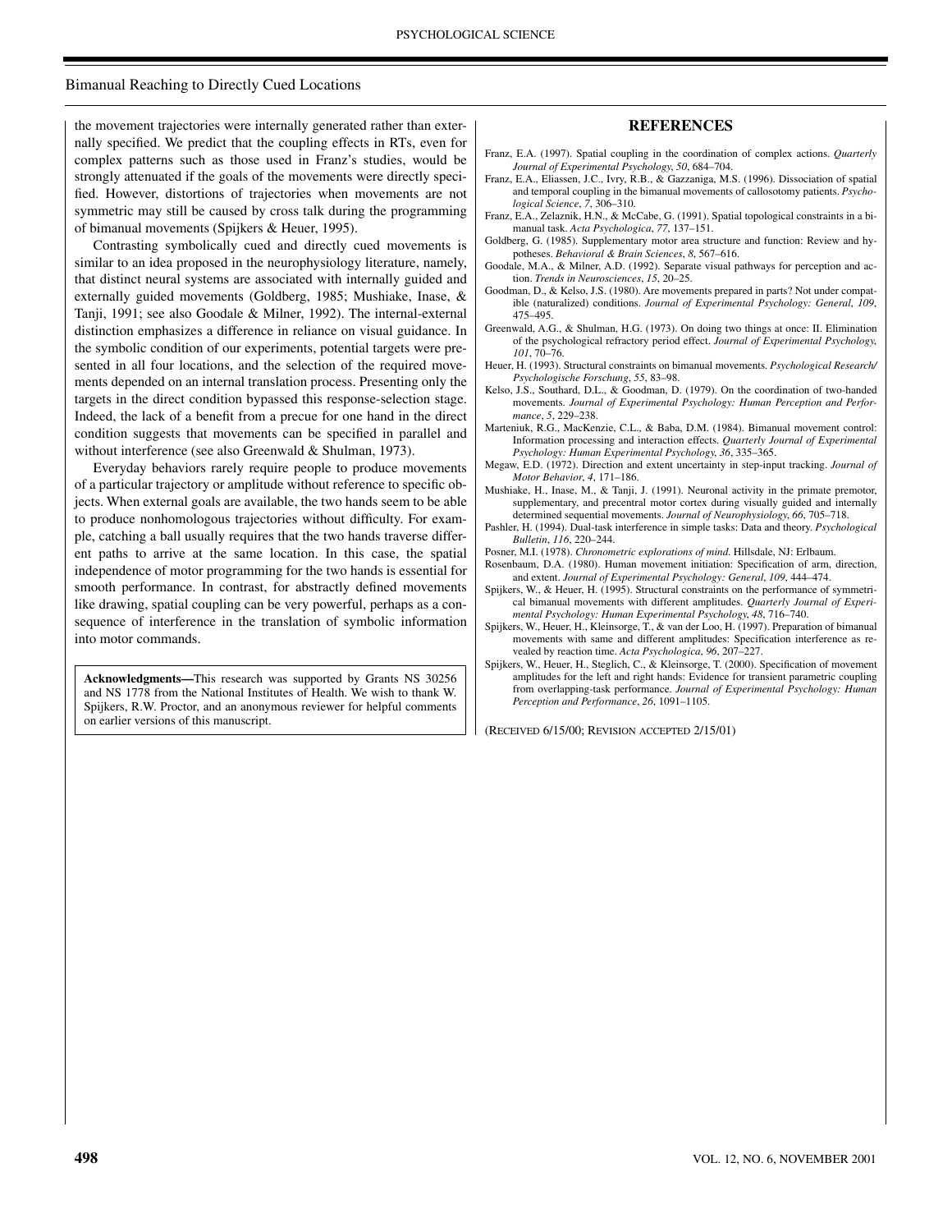the movement trajectories were internally generated rather than externally specified. We predict that the coupling effects in RTs, even for complex patterns such as those used in Franz's studies, would be strongly attenuated if the goals of the movements were directly specified. However, distortions of trajectories when movements are not symmetric may still be caused by cross talk during the programming of bimanual movements (Spijkers & Heuer, 1995).

Contrasting symbolically cued and directly cued movements is similar to an idea proposed in the neurophysiology literature, namely, that distinct neural systems are associated with internally guided and externally guided movements (Goldberg, 1985; Mushiake, Inase, & Tanji, 1991; see also Goodale & Milner, 1992). The internal-external distinction emphasizes a difference in reliance on visual guidance. In the symbolic condition of our experiments, potential targets were presented in all four locations, and the selection of the required movements depended on an internal translation process. Presenting only the targets in the direct condition bypassed this response-selection stage. Indeed, the lack of a benefit from a precue for one hand in the direct condition suggests that movements can be specified in parallel and without interference (see also Greenwald & Shulman, 1973).

Everyday behaviors rarely require people to produce movements of a particular trajectory or amplitude without reference to specific objects. When external goals are available, the two hands seem to be able to produce nonhomologous trajectories without difficulty. For example, catching a ball usually requires that the two hands traverse different paths to arrive at the same location. In this case, the spatial independence of motor programming for the two hands is essential for smooth performance. In contrast, for abstractly defined movements like drawing, spatial coupling can be very powerful, perhaps as a consequence of interference in the translation of symbolic information into motor commands.

**Acknowledgments—**This research was supported by Grants NS 30256 and NS 1778 from the National Institutes of Health. We wish to thank W. Spijkers, R.W. Proctor, and an anonymous reviewer for helpful comments on earlier versions of this manuscript.

## REFERENCES

Franz, E.A. (1997). Spatial coupling in the coordination of complex actions. *Quarterly Journal of Experimental Psychology*, *50*, 684–704.

Franz, E.A., Eliassen, J.C., Ivry, R.B., & Gazzaniga, M.S. (1996). Dissociation of spatial and temporal coupling in the bimanual movements of callosotomy patients. *Psychological Science*, *7*, 306–310.

Franz, E.A., Zelaznik, H.N., & McCabe, G. (1991). Spatial topological constraints in a bimanual task. *Acta Psychologica*, *77*, 137–151.

Goldberg, G. (1985). Supplementary motor area structure and function: Review and hypotheses. *Behavioral & Brain Sciences*, *8*, 567–616.

Goodale, M.A., & Milner, A.D. (1992). Separate visual pathways for perception and action. *Trends in Neurosciences*, *15*, 20–25.

Goodman, D., & Kelso, J.S. (1980). Are movements prepared in parts? Not under compatible (naturalized) conditions. *Journal of Experimental Psychology: General*, *109*, 475–495.

Greenwald, A.G., & Shulman, H.G. (1973). On doing two things at once: II. Elimination of the psychological refractory period effect. *Journal of Experimental Psychology*, *101*, 70–76.

Heuer, H. (1993). Structural constraints on bimanual movements. *Psychological Research/Psychologische Forschung*, *55*, 83–98.

Kelso, J.S., Southard, D.L., & Goodman, D. (1979). On the coordination of two-handed movements. *Journal of Experimental Psychology: Human Perception and Performance*, *5*, 229–238.

Marteniuk, R.G., MacKenzie, C.L., & Baba, D.M. (1984). Bimanual movement control: Information processing and interaction effects. *Quarterly Journal of Experimental Psychology: Human Experimental Psychology*, *36*, 335–365.

Megaw, E.D. (1972). Direction and extent uncertainty in step-input tracking. *Journal of Motor Behavior*, *4*, 171–186.

Mushiake, H., Inase, M., & Tanji, J. (1991). Neuronal activity in the primate premotor, supplementary, and precentral motor cortex during visually guided and internally determined sequential movements. *Journal of Neurophysiology*, *66*, 705–718.

Pashler, H. (1994). Dual-task interference in simple tasks: Data and theory. *Psychological Bulletin*, *116*, 220–244.

Posner, M.I. (1978). *Chronometric explorations of mind*. Hillsdale, NJ: Erlbaum.

Rosenbaum, D.A. (1980). Human movement initiation: Specification of arm, direction, and extent. *Journal of Experimental Psychology: General*, *109*, 444–474.

Spijkers, W., & Heuer, H. (1995). Structural constraints on the performance of symmetrical bimanual movements with different amplitudes. *Quarterly Journal of Experimental Psychology: Human Experimental Psychology*, *48*, 716–740.

Spijkers, W., Heuer, H., Kleinsorge, T., & van der Loo, H. (1997). Preparation of bimanual movements with same and different amplitudes: Specification interference as revealed by reaction time. *Acta Psychologica*, *96*, 207–227.

Spijkers, W., Heuer, H., Steglich, C., & Kleinsorge, T. (2000). Specification of movement amplitudes for the left and right hands: Evidence for transient parametric coupling from overlapping-task performance. *Journal of Experimental Psychology: Human Perception and Performance*, *26*, 1091–1105.

(Received 6/15/00; Revision accepted 2/15/01)